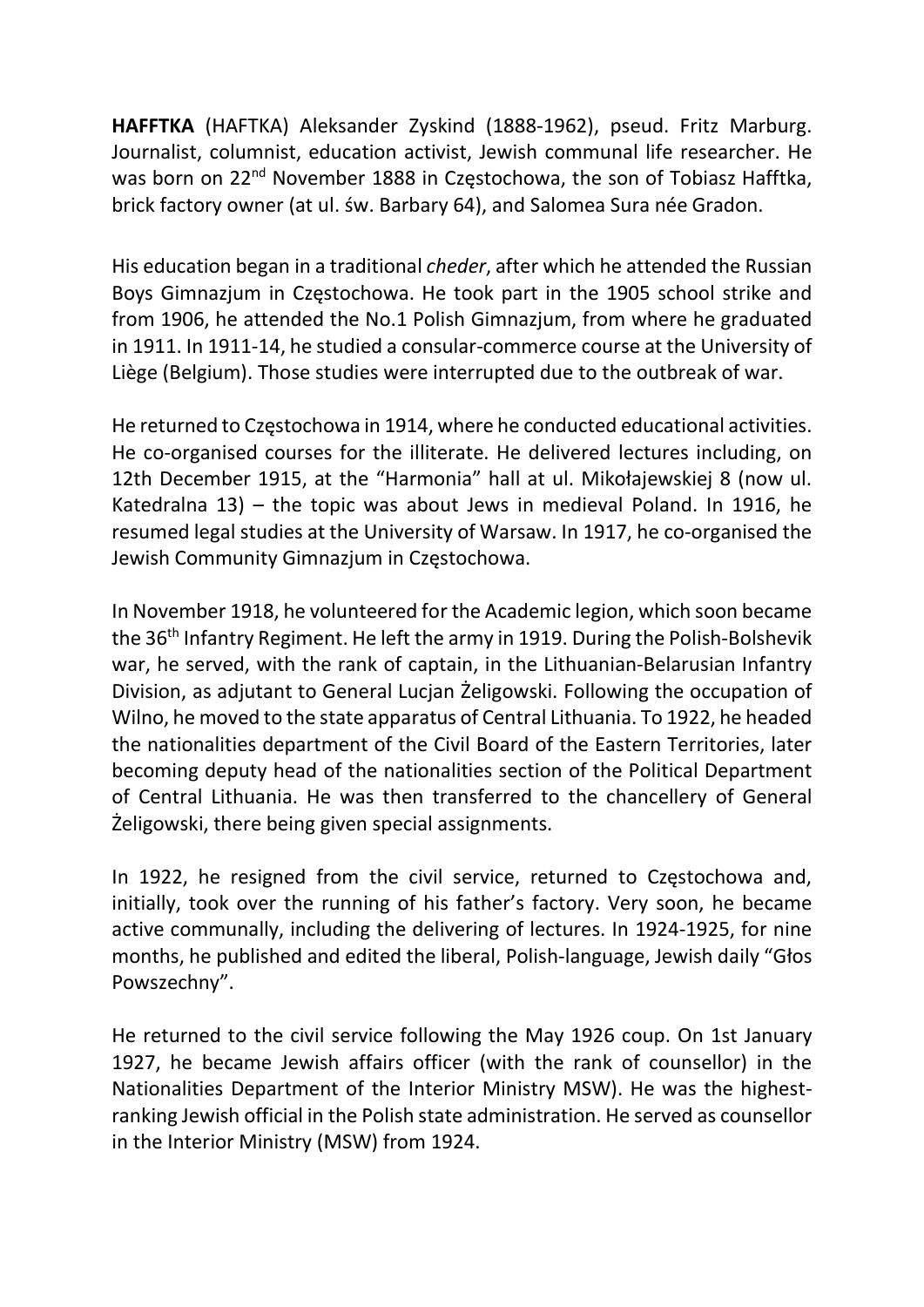**HAFFTKA** (HAFTKA) Aleksander Zyskind (1888-1962), pseud. Fritz Marburg. Journalist, columnist, education activist, Jewish communal life researcher. He was born on 22nd November 1888 in Częstochowa, the son of Tobiasz Hafftka, brick factory owner (at ul. św. Barbary 64), and Salomea Sura née Gradon.

His education began in a traditional *cheder*, after which he attended the Russian Boys Gimnazjum in Częstochowa. He took part in the 1905 school strike and from 1906, he attended the No.1 Polish Gimnazjum, from where he graduated in 1911. In 1911-14, he studied a consular-commerce course at the University of Liège (Belgium). Those studies were interrupted due to the outbreak of war.

He returned to Częstochowa in 1914, where he conducted educational activities. He co-organised courses for the illiterate. He delivered lectures including, on 12th December 1915, at the "Harmonia" hall at ul. Mikołajewskiej 8 (now ul. Katedralna 13) – the topic was about Jews in medieval Poland. In 1916, he resumed legal studies at the University of Warsaw. In 1917, he co-organised the Jewish Community Gimnazjum in Częstochowa.

In November 1918, he volunteered for the Academic legion, which soon became the 36th Infantry Regiment. He left the army in 1919. During the Polish-Bolshevik war, he served, with the rank of captain, in the Lithuanian-Belarusian Infantry Division, as adjutant to General Lucjan Żeligowski. Following the occupation of Wilno, he moved to the state apparatus of Central Lithuania. To 1922, he headed the nationalities department of the Civil Board of the Eastern Territories, later becoming deputy head of the nationalities section of the Political Department of Central Lithuania. He was then transferred to the chancellery of General Żeligowski, there being given special assignments.

In 1922, he resigned from the civil service, returned to Częstochowa and, initially, took over the running of his father's factory. Very soon, he became active communally, including the delivering of lectures. In 1924-1925, for nine months, he published and edited the liberal, Polish-language, Jewish daily "Głos Powszechny".

He returned to the civil service following the May 1926 coup. On 1st January 1927, he became Jewish affairs officer (with the rank of counsellor) in the Nationalities Department of the Interior Ministry MSW). He was the highest-ranking Jewish official in the Polish state administration. He served as counsellor in the Interior Ministry (MSW) from 1924.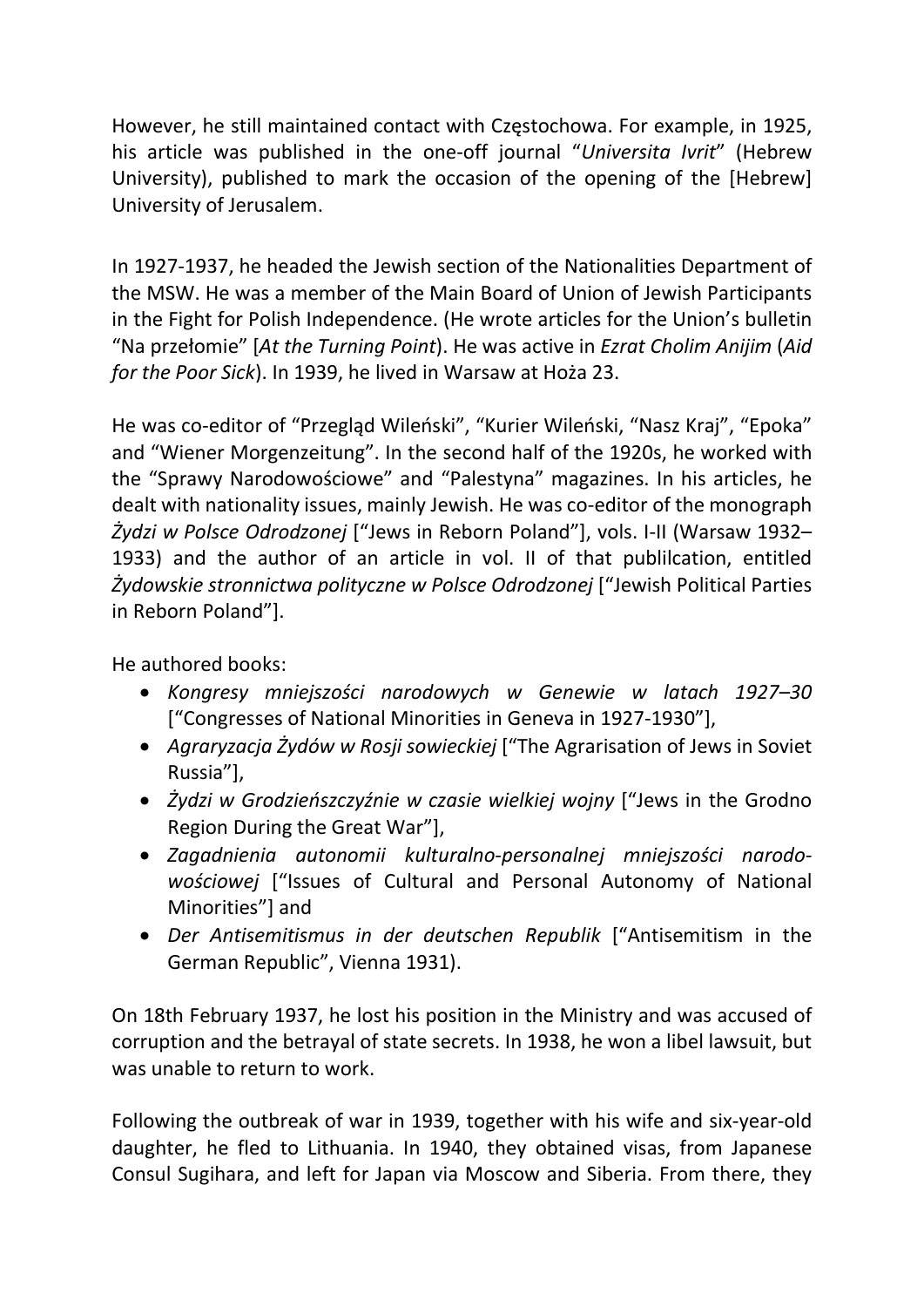However, he still maintained contact with Częstochowa. For example, in 1925, his article was published in the one-off journal "*Universita Ivrit*" (Hebrew University), published to mark the occasion of the opening of the [Hebrew] University of Jerusalem.

In 1927-1937, he headed the Jewish section of the Nationalities Department of the MSW. He was a member of the Main Board of Union of Jewish Participants in the Fight for Polish Independence. (He wrote articles for the Union's bulletin "Na przełomie" [*At the Turning Point*). He was active in *Ezrat Cholim Anijim* (*Aid for the Poor Sick*). In 1939, he lived in Warsaw at Hoża 23.

He was co-editor of "Przegląd Wileński", "Kurier Wileński, "Nasz Kraj", "Epoka" and "Wiener Morgenzeitung". In the second half of the 1920s, he worked with the "Sprawy Narodowościowe" and "Palestyna" magazines. In his articles, he dealt with nationality issues, mainly Jewish. He was co-editor of the monograph *Żydzi w Polsce Odrodzonej* ["Jews in Reborn Poland"], vols. I-II (Warsaw 1932–1933) and the author of an article in vol. II of that publilcation, entitled *Żydowskie stronnictwa polityczne w Polsce Odrodzonej* ["Jewish Political Parties in Reborn Poland"].

He authored books:

- *Kongresy mniejszości narodowych w Genewie w latach 1927–30* ["Congresses of National Minorities in Geneva in 1927-1930"],
- *Agraryzacja Żydów w Rosji sowieckiej* ["The Agrarisation of Jews in Soviet Russia"],
- *Żydzi w Grodzieńszczyźnie w czasie wielkiej wojny* ["Jews in the Grodno Region During the Great War"],
- *Zagadnienia autonomii kulturalno-personalnej mniejszości narodowościowej* ["Issues of Cultural and Personal Autonomy of National Minorities"] and
- *Der Antisemitismus in der deutschen Republik* ["Antisemitism in the German Republic", Vienna 1931).

On 18th February 1937, he lost his position in the Ministry and was accused of corruption and the betrayal of state secrets. In 1938, he won a libel lawsuit, but was unable to return to work.

Following the outbreak of war in 1939, together with his wife and six-year-old daughter, he fled to Lithuania. In 1940, they obtained visas, from Japanese Consul Sugihara, and left for Japan via Moscow and Siberia. From there, they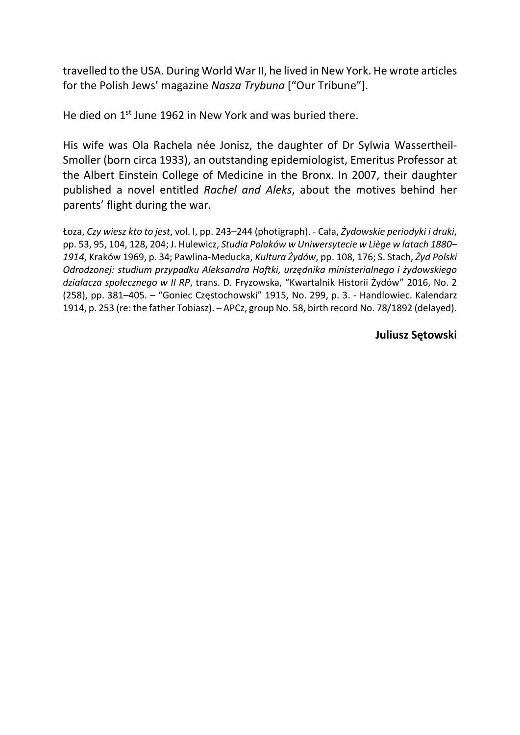travelled to the USA. During World War II, he lived in New York. He wrote articles for the Polish Jews' magazine *Nasza Trybuna* ["Our Tribune"].

He died on 1st June 1962 in New York and was buried there.

His wife was Ola Rachela née Jonisz, the daughter of Dr Sylwia Wassertheil-Smoller (born circa 1933), an outstanding epidemiologist, Emeritus Professor at the Albert Einstein College of Medicine in the Bronx. In 2007, their daughter published a novel entitled *Rachel and Aleks*, about the motives behind her parents' flight during the war.

Łoza, *Czy wiesz kto to jest*, vol. I, pp. 243–244 (photigraph). - Cała, *Żydowskie periodyki i druki*, pp. 53, 95, 104, 128, 204; J. Hulewicz, *Studia Polaków w Uniwersytecie w Liège w latach 1880–1914*, Kraków 1969, p. 34; Pawlina-Meducka, *Kultura Żydów*, pp. 108, 176; S. Stach, *Żyd Polski Odrodzonej: studium przypadku Aleksandra Haftki, urzędnika ministerialnego i żydowskiego działacza społecznego w II RP*, trans. D. Fryzowska, "Kwartalnik Historii Żydów" 2016, No. 2 (258), pp. 381–405. – "Goniec Częstochowski" 1915, No. 299, p. 3. - Handlowiec. Kalendarz 1914, p. 253 (re: the father Tobiasz). – APCz, group No. 58, birth record No. 78/1892 (delayed).

**Juliusz Sętowski**